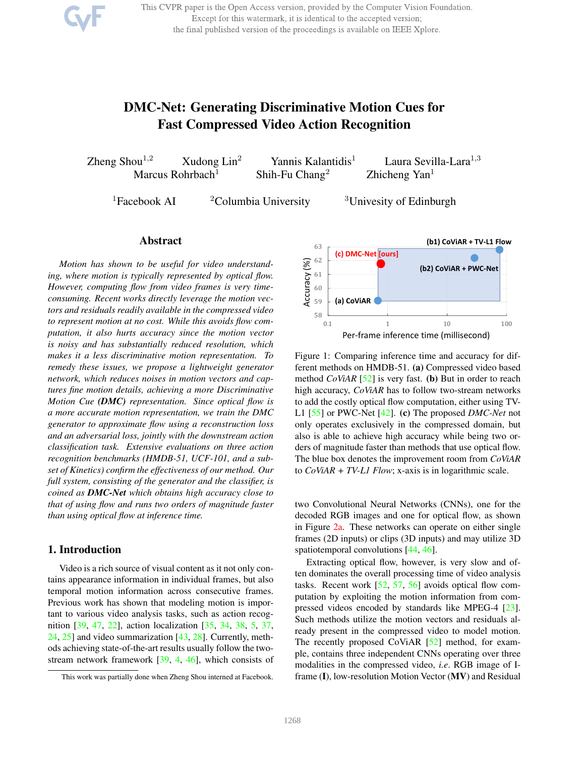# DMC-Net: Generating Discriminative Motion Cues for Fast Compressed Video Action Recognition

Zheng Shou[1,2] Xudong Lin[2] Yannis Kalantidis[1] Laura Sevilla-Lara[1,3] Marcus Rohrbach[1] Shih-Fu Chang[2] Zhicheng Yan[1]

[1]Facebook AI [2]Columbia University [3]Univesity of Edinburgh

## Abstract

*Motion has shown to be useful for video understanding, where motion is typically represented by optical flow. However, computing flow from video frames is very time-consuming. Recent works directly leverage the motion vectors and residuals readily available in the compressed video to represent motion at no cost. While this avoids flow computation, it also hurts accuracy since the motion vector is noisy and has substantially reduced resolution, which makes it a less discriminative motion representation. To remedy these issues, we propose a lightweight generator network, which reduces noises in motion vectors and captures fine motion details, achieving a more Discriminative Motion Cue (**DMC**) representation. Since optical flow is a more accurate motion representation, we train the DMC generator to approximate flow using a reconstruction loss and an adversarial loss, jointly with the downstream action classification task. Extensive evaluations on three action recognition benchmarks (HMDB-51, UCF-101, and a subset of Kinetics) confirm the effectiveness of our method. Our full system, consisting of the generator and the classifier, is coined as **DMC-Net** which obtains high accuracy close to that of using flow and runs two orders of magnitude faster than using optical flow at inference time.*

Figure 1: Comparing inference time and accuracy for different methods on HMDB-51. **(a)** Compressed video based method *CoViAR* [52] is very fast. **(b)** But in order to reach high accuracy, *CoViAR* has to follow two-stream networks to add the costly optical flow computation, either using TV-L1 [55] or PWC-Net [42]. **(c)** The proposed *DMC-Net* not only operates exclusively in the compressed domain, but also is able to achieve high accuracy while being two orders of magnitude faster than methods that use optical flow. The blue box denotes the improvement room from *CoViAR* to *CoViAR + TV-L1 Flow*; x-axis is in logarithmic scale.

## 1. Introduction

Video is a rich source of visual content as it not only contains appearance information in individual frames, but also temporal motion information across consecutive frames. Previous work has shown that modeling motion is important to various video analysis tasks, such as action recognition [39, 47, 22], action localization [35, 34, 38, 5, 37, 24, 25] and video summarization [43, 28]. Currently, methods achieving state-of-the-art results usually follow the two-stream network framework [39, 4, 46], which consists of two Convolutional Neural Networks (CNNs), one for the decoded RGB images and one for optical flow, as shown in Figure 2a. These networks can operate on either single frames (2D inputs) or clips (3D inputs) and may utilize 3D spatiotemporal convolutions [44, 46].

Extracting optical flow, however, is very slow and often dominates the overall processing time of video analysis tasks. Recent work [52, 57, 56] avoids optical flow computation by exploiting the motion information from compressed videos encoded by standards like MPEG-4 [23]. Such methods utilize the motion vectors and residuals already present in the compressed video to model motion. The recently proposed CoViAR [52] method, for example, contains three independent CNNs operating over three modalities in the compressed video, *i.e.* RGB image of I-frame (**I**), low-resolution Motion Vector (**MV**) and Residual

This work was partially done when Zheng Shou interned at Facebook.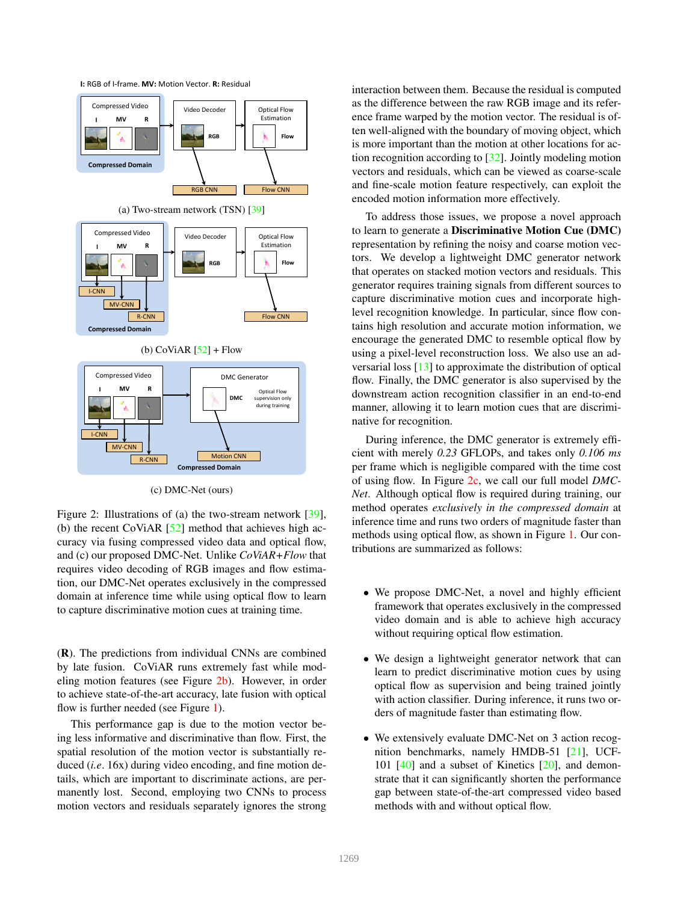I: RGB of I-frame. MV: Motion Vector. R: Residual

(a) Two-stream network (TSN) [39]

(b) CoViAR [52] + Flow

(c) DMC-Net (ours)

Figure 2: Illustrations of (a) the two-stream network [39], (b) the recent CoViAR [52] method that achieves high accuracy via fusing compressed video data and optical flow, and (c) our proposed DMC-Net. Unlike *CoViAR+Flow* that requires video decoding of RGB images and flow estimation, our DMC-Net operates exclusively in the compressed domain at inference time while using optical flow to learn to capture discriminative motion cues at training time.

(**R**). The predictions from individual CNNs are combined by late fusion. CoViAR runs extremely fast while modeling motion features (see Figure 2b). However, in order to achieve state-of-the-art accuracy, late fusion with optical flow is further needed (see Figure 1).

This performance gap is due to the motion vector being less informative and discriminative than flow. First, the spatial resolution of the motion vector is substantially reduced (*i.e*. 16x) during video encoding, and fine motion details, which are important to discriminate actions, are permanently lost. Second, employing two CNNs to process motion vectors and residuals separately ignores the strong interaction between them. Because the residual is computed as the difference between the raw RGB image and its reference frame warped by the motion vector. The residual is often well-aligned with the boundary of moving object, which is more important than the motion at other locations for action recognition according to [32]. Jointly modeling motion vectors and residuals, which can be viewed as coarse-scale and fine-scale motion feature respectively, can exploit the encoded motion information more effectively.

To address those issues, we propose a novel approach to learn to generate a **Discriminative Motion Cue (DMC)** representation by refining the noisy and coarse motion vectors. We develop a lightweight DMC generator network that operates on stacked motion vectors and residuals. This generator requires training signals from different sources to capture discriminative motion cues and incorporate high-level recognition knowledge. In particular, since flow contains high resolution and accurate motion information, we encourage the generated DMC to resemble optical flow by using a pixel-level reconstruction loss. We also use an adversarial loss [13] to approximate the distribution of optical flow. Finally, the DMC generator is also supervised by the downstream action recognition classifier in an end-to-end manner, allowing it to learn motion cues that are discriminative for recognition.

During inference, the DMC generator is extremely efficient with merely *0.23* GFLOPs, and takes only *0.106 ms* per frame which is negligible compared with the time cost of using flow. In Figure 2c, we call our full model *DMC-Net*. Although optical flow is required during training, our method operates *exclusively in the compressed domain* at inference time and runs two orders of magnitude faster than methods using optical flow, as shown in Figure 1. Our contributions are summarized as follows:

- We propose DMC-Net, a novel and highly efficient framework that operates exclusively in the compressed video domain and is able to achieve high accuracy without requiring optical flow estimation.
- We design a lightweight generator network that can learn to predict discriminative motion cues by using optical flow as supervision and being trained jointly with action classifier. During inference, it runs two orders of magnitude faster than estimating flow.
- We extensively evaluate DMC-Net on 3 action recognition benchmarks, namely HMDB-51 [21], UCF-101 [40] and a subset of Kinetics [20], and demonstrate that it can significantly shorten the performance gap between state-of-the-art compressed video based methods with and without optical flow.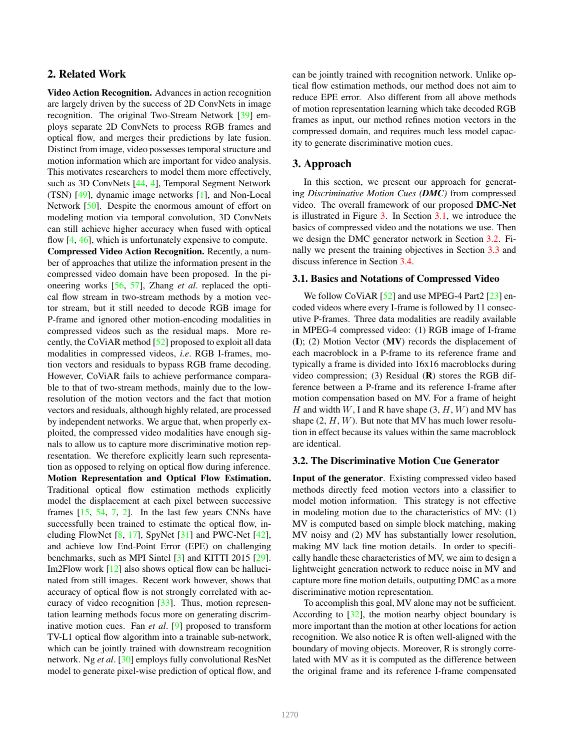## 2. Related Work

**Video Action Recognition.** Advances in action recognition are largely driven by the success of 2D ConvNets in image recognition. The original Two-Stream Network [39] employs separate 2D ConvNets to process RGB frames and optical flow, and merges their predictions by late fusion. Distinct from image, video possesses temporal structure and motion information which are important for video analysis. This motivates researchers to model them more effectively, such as 3D ConvNets [44, 4], Temporal Segment Network (TSN) [49], dynamic image networks [1], and Non-Local Network [50]. Despite the enormous amount of effort on modeling motion via temporal convolution, 3D ConvNets can still achieve higher accuracy when fused with optical flow [4, 46], which is unfortunately expensive to compute.

**Compressed Video Action Recognition.** Recently, a number of approaches that utilize the information present in the compressed video domain have been proposed. In the pioneering works [56, 57], Zhang *et al*. replaced the optical flow stream in two-stream methods by a motion vector stream, but it still needed to decode RGB image for P-frame and ignored other motion-encoding modalities in compressed videos such as the residual maps. More recently, the CoViAR method [52] proposed to exploit all data modalities in compressed videos, *i.e*. RGB I-frames, motion vectors and residuals to bypass RGB frame decoding. However, CoViAR fails to achieve performance comparable to that of two-stream methods, mainly due to the low-resolution of the motion vectors and the fact that motion vectors and residuals, although highly related, are processed by independent networks. We argue that, when properly exploited, the compressed video modalities have enough signals to allow us to capture more discriminative motion representation. We therefore explicitly learn such representation as opposed to relying on optical flow during inference.

**Motion Representation and Optical Flow Estimation.** Traditional optical flow estimation methods explicitly model the displacement at each pixel between successive frames [15, 54, 7, 2]. In the last few years CNNs have successfully been trained to estimate the optical flow, including FlowNet [8, 17], SpyNet [31] and PWC-Net [42], and achieve low End-Point Error (EPE) on challenging benchmarks, such as MPI Sintel [3] and KITTI 2015 [29]. Im2Flow work [12] also shows optical flow can be hallucinated from still images. Recent work however, shows that accuracy of optical flow is not strongly correlated with accuracy of video recognition [33]. Thus, motion representation learning methods focus more on generating discriminative motion cues. Fan *et al*. [9] proposed to transform TV-L1 optical flow algorithm into a trainable sub-network, which can be jointly trained with downstream recognition network. Ng *et al*. [30] employs fully convolutional ResNet model to generate pixel-wise prediction of optical flow, and can be jointly trained with recognition network. Unlike optical flow estimation methods, our method does not aim to reduce EPE error. Also different from all above methods of motion representation learning which take decoded RGB frames as input, our method refines motion vectors in the compressed domain, and requires much less model capacity to generate discriminative motion cues.

## 3. Approach

In this section, we present our approach for generating *Discriminative Motion Cues (**DMC**)* from compressed video. The overall framework of our proposed **DMC-Net** is illustrated in Figure 3. In Section 3.1, we introduce the basics of compressed video and the notations we use. Then we design the DMC generator network in Section 3.2. Finally we present the training objectives in Section 3.3 and discuss inference in Section 3.4.

### 3.1. Basics and Notations of Compressed Video

We follow CoViAR [52] and use MPEG-4 Part2 [23] encoded videos where every I-frame is followed by 11 consecutive P-frames. Three data modalities are readily available in MPEG-4 compressed video: (1) RGB image of I-frame (**I**); (2) Motion Vector (**MV**) records the displacement of each macroblock in a P-frame to its reference frame and typically a frame is divided into 16x16 macroblocks during video compression; (3) Residual (**R**) stores the RGB difference between a P-frame and its reference I-frame after motion compensation based on MV. For a frame of height $H$ and width $W$, I and R have shape (3, $H$, $W$) and MV has shape (2, $H$, $W$). But note that MV has much lower resolution in effect because its values within the same macroblock are identical.

### 3.2. The Discriminative Motion Cue Generator

**Input of the generator**. Existing compressed video based methods directly feed motion vectors into a classifier to model motion information. This strategy is not effective in modeling motion due to the characteristics of MV: (1) MV is computed based on simple block matching, making MV noisy and (2) MV has substantially lower resolution, making MV lack fine motion details. In order to specifically handle these characteristics of MV, we aim to design a lightweight generation network to reduce noise in MV and capture more fine motion details, outputting DMC as a more discriminative motion representation.

To accomplish this goal, MV alone may not be sufficient. According to [32], the motion nearby object boundary is more important than the motion at other locations for action recognition. We also notice R is often well-aligned with the boundary of moving objects. Moreover, R is strongly correlated with MV as it is computed as the difference between the original frame and its reference I-frame compensated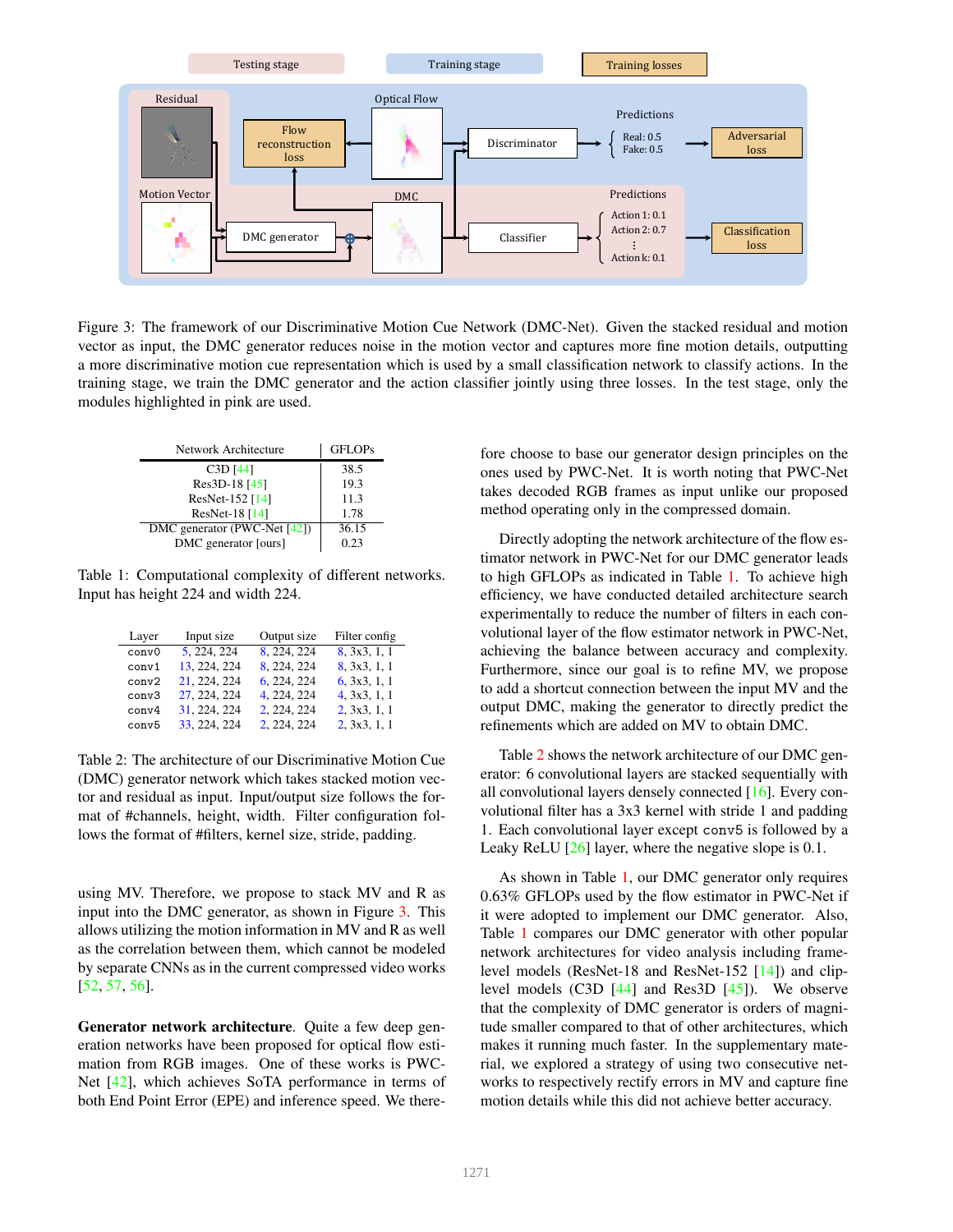Figure 3: The framework of our Discriminative Motion Cue Network (DMC-Net). Given the stacked residual and motion vector as input, the DMC generator reduces noise in the motion vector and captures more fine motion details, outputting a more discriminative motion cue representation which is used by a small classification network to classify actions. In the training stage, we train the DMC generator and the action classifier jointly using three losses. In the test stage, only the modules highlighted in pink are used.

| Network Architecture | GFLOPs |
|---|---|
| C3D [44] | 38.5 |
| Res3D-18 [45] | 19.3 |
| ResNet-152 [14] | 11.3 |
| ResNet-18 [14] | 1.78 |
| DMC generator (PWC-Net [42]) | 36.15 |
| DMC generator [ours] | 0.23 |

Table 1: Computational complexity of different networks. Input has height 224 and width 224.

| Layer | Input size | Output size | Filter config |
|---|---|---|---|
| conv0 | 5, 224, 224 | 8, 224, 224 | 8, 3x3, 1, 1 |
| conv1 | 13, 224, 224 | 8, 224, 224 | 8, 3x3, 1, 1 |
| conv2 | 21, 224, 224 | 6, 224, 224 | 6, 3x3, 1, 1 |
| conv3 | 27, 224, 224 | 4, 224, 224 | 4, 3x3, 1, 1 |
| conv4 | 31, 224, 224 | 2, 224, 224 | 2, 3x3, 1, 1 |
| conv5 | 33, 224, 224 | 2, 224, 224 | 2, 3x3, 1, 1 |

Table 2: The architecture of our Discriminative Motion Cue (DMC) generator network which takes stacked motion vector and residual as input. Input/output size follows the format of #channels, height, width. Filter configuration follows the format of #filters, kernel size, stride, padding.

using MV. Therefore, we propose to stack MV and R as input into the DMC generator, as shown in Figure 3. This allows utilizing the motion information in MV and R as well as the correlation between them, which cannot be modeled by separate CNNs as in the current compressed video works [52, 57, 56].

**Generator network architecture**. Quite a few deep generation networks have been proposed for optical flow estimation from RGB images. One of these works is PWC-Net [42], which achieves SoTA performance in terms of both End Point Error (EPE) and inference speed. We therefore choose to base our generator design principles on the ones used by PWC-Net. It is worth noting that PWC-Net takes decoded RGB frames as input unlike our proposed method operating only in the compressed domain.

Directly adopting the network architecture of the flow estimator network in PWC-Net for our DMC generator leads to high GFLOPs as indicated in Table 1. To achieve high efficiency, we have conducted detailed architecture search experimentally to reduce the number of filters in each convolutional layer of the flow estimator network in PWC-Net, achieving the balance between accuracy and complexity. Furthermore, since our goal is to refine MV, we propose to add a shortcut connection between the input MV and the output DMC, making the generator to directly predict the refinements which are added on MV to obtain DMC.

Table 2 shows the network architecture of our DMC generator: 6 convolutional layers are stacked sequentially with all convolutional layers densely connected [16]. Every convolutional filter has a 3x3 kernel with stride 1 and padding 1. Each convolutional layer except conv5 is followed by a Leaky ReLU [26] layer, where the negative slope is 0.1.

As shown in Table 1, our DMC generator only requires 0.63% GFLOPs used by the flow estimator in PWC-Net if it were adopted to implement our DMC generator. Also, Table 1 compares our DMC generator with other popular network architectures for video analysis including frame-level models (ResNet-18 and ResNet-152 [14]) and clip-level models (C3D [44] and Res3D [45]). We observe that the complexity of DMC generator is orders of magnitude smaller compared to that of other architectures, which makes it running much faster. In the supplementary material, we explored a strategy of using two consecutive networks to respectively rectify errors in MV and capture fine motion details while this did not achieve better accuracy.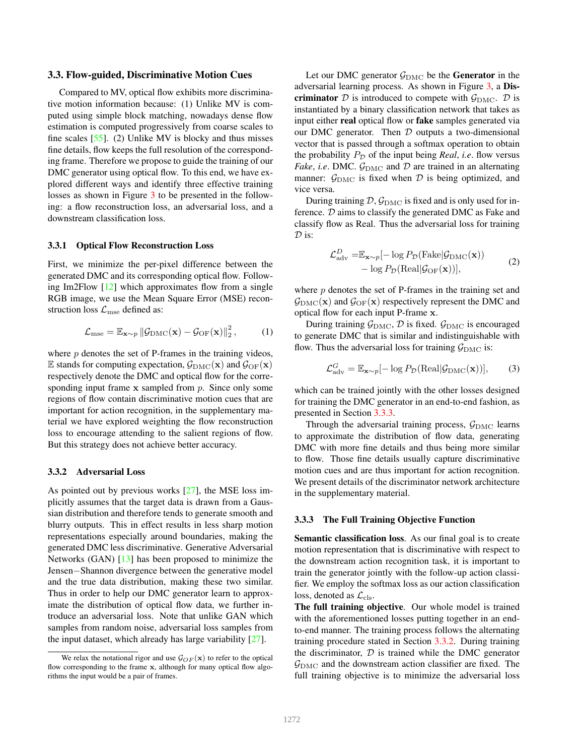### 3.3. Flow-guided, Discriminative Motion Cues

Compared to MV, optical flow exhibits more discriminative motion information because: (1) Unlike MV is computed using simple block matching, nowadays dense flow estimation is computed progressively from coarse scales to fine scales [55]. (2) Unlike MV is blocky and thus misses fine details, flow keeps the full resolution of the corresponding frame. Therefore we propose to guide the training of our DMC generator using optical flow. To this end, we have explored different ways and identify three effective training losses as shown in Figure 3 to be presented in the following: a flow reconstruction loss, an adversarial loss, and a downstream classification loss.

#### 3.3.1 Optical Flow Reconstruction Loss

First, we minimize the per-pixel difference between the generated DMC and its corresponding optical flow. Following Im2Flow [12] which approximates flow from a single RGB image, we use the Mean Square Error (MSE) reconstruction loss $\mathcal{L}_{\text{mse}}$ defined as:

$$\mathcal{L}_{\text{mse}} = \mathbb{E}_{\mathbf{x}\sim p} \left\| \mathcal{G}_{\text{DMC}}(\mathbf{x}) - \mathcal{G}_{\text{OF}}(\mathbf{x}) \right\|_2^2, \tag{1}$$

where $p$ denotes the set of P-frames in the training videos, $\mathbb{E}$ stands for computing expectation, $\mathcal{G}_{\text{DMC}}(\mathbf{x})$ and $\mathcal{G}_{\text{OF}}(\mathbf{x})$ respectively denote the DMC and optical flow for the corresponding input frame $\mathbf{x}$ sampled from $p$. Since only some regions of flow contain discriminative motion cues that are important for action recognition, in the supplementary material we have explored weighting the flow reconstruction loss to encourage attending to the salient regions of flow. But this strategy does not achieve better accuracy.

#### 3.3.2 Adversarial Loss

As pointed out by previous works [27], the MSE loss implicitly assumes that the target data is drawn from a Gaussian distribution and therefore tends to generate smooth and blurry outputs. This in effect results in less sharp motion representations especially around boundaries, making the generated DMC less discriminative. Generative Adversarial Networks (GAN) [13] has been proposed to minimize the Jensen−Shannon divergence between the generative model and the true data distribution, making these two similar. Thus in order to help our DMC generator learn to approximate the distribution of optical flow data, we further introduce an adversarial loss. Note that unlike GAN which samples from random noise, adversarial loss samples from the input dataset, which already has large variability [27].

We relax the notational rigor and use $\mathcal{G}_{OF}(\mathbf{x})$ to refer to the optical flow corresponding to the frame $\mathbf{x}$, although for many optical flow algorithms the input would be a pair of frames.

Let our DMC generator $\mathcal{G}_{\text{DMC}}$ be the **Generator** in the adversarial learning process. As shown in Figure 3, a **Discriminator** $\mathcal{D}$ is introduced to compete with $\mathcal{G}_{\text{DMC}}$. $\mathcal{D}$ is instantiated by a binary classification network that takes as input either **real** optical flow or **fake** samples generated via our DMC generator. Then $\mathcal{D}$ outputs a two-dimensional vector that is passed through a softmax operation to obtain the probability $P_{\mathcal{D}}$ of the input being *Real*, *i.e*. flow versus *Fake*, *i.e*. DMC. $\mathcal{G}_{\text{DMC}}$ and $\mathcal{D}$ are trained in an alternating manner: $\mathcal{G}_{\text{DMC}}$ is fixed when $\mathcal{D}$ is being optimized, and vice versa.

During training $\mathcal{D}$, $\mathcal{G}_{\text{DMC}}$ is fixed and is only used for inference. $\mathcal{D}$ aims to classify the generated DMC as Fake and classify flow as Real. Thus the adversarial loss for training $\mathcal{D}$ is:

$$\begin{aligned}\mathcal{L}_{\text{adv}}^{D} =& \mathbb{E}_{\mathbf{x}\sim p}[-\log P_{\mathcal{D}}(\text{Fake}|\mathcal{G}_{\text{DMC}}(\mathbf{x})) \\ & - \log P_{\mathcal{D}}(\text{Real}|\mathcal{G}_{\text{OF}}(\mathbf{x}))],\end{aligned} \tag{2}$$

where $p$ denotes the set of P-frames in the training set and $\mathcal{G}_{\text{DMC}}(\mathbf{x})$ and $\mathcal{G}_{\text{OF}}(\mathbf{x})$ respectively represent the DMC and optical flow for each input P-frame $\mathbf{x}$.

During training $\mathcal{G}_{\text{DMC}}$, $\mathcal{D}$ is fixed. $\mathcal{G}_{\text{DMC}}$ is encouraged to generate DMC that is similar and indistinguishable with flow. Thus the adversarial loss for training $\mathcal{G}_{\text{DMC}}$ is:

$$\mathcal{L}_{\text{adv}}^{G} = \mathbb{E}_{\mathbf{x}\sim p}[-\log P_{\mathcal{D}}(\text{Real}|\mathcal{G}_{\text{DMC}}(\mathbf{x}))], \tag{3}$$

which can be trained jointly with the other losses designed for training the DMC generator in an end-to-end fashion, as presented in Section 3.3.3.

Through the adversarial training process, $\mathcal{G}_{\text{DMC}}$ learns to approximate the distribution of flow data, generating DMC with more fine details and thus being more similar to flow. Those fine details usually capture discriminative motion cues and are thus important for action recognition. We present details of the discriminator network architecture in the supplementary material.

#### 3.3.3 The Full Training Objective Function

**Semantic classification loss**. As our final goal is to create motion representation that is discriminative with respect to the downstream action recognition task, it is important to train the generator jointly with the follow-up action classifier. We employ the softmax loss as our action classification loss, denoted as $\mathcal{L}_{\text{cls}}$.

**The full training objective**. Our whole model is trained with the aforementioned losses putting together in an end-to-end manner. The training process follows the alternating training procedure stated in Section 3.3.2. During training the DMC generator, $\mathcal{D}$ is trained while the DMC generator $\mathcal{G}_{\text{DMC}}$ and the downstream action classifier are fixed. The full training objective is to minimize the adversarial loss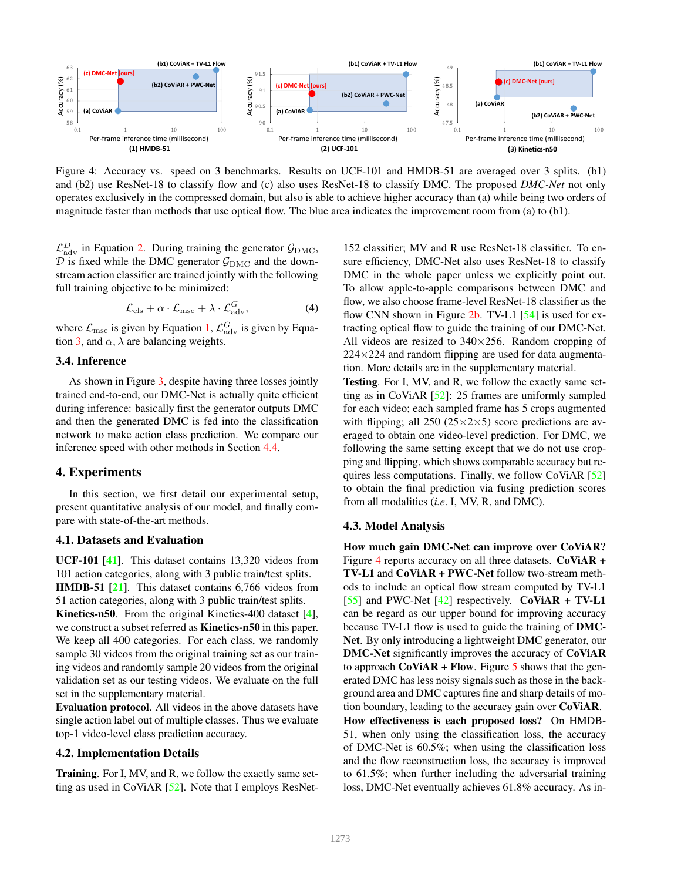Figure 4: Accuracy vs. speed on 3 benchmarks. Results on UCF-101 and HMDB-51 are averaged over 3 splits. (b1) and (b2) use ResNet-18 to classify flow and (c) also uses ResNet-18 to classify DMC. The proposed *DMC-Net* not only operates exclusively in the compressed domain, but also is able to achieve higher accuracy than (a) while being two orders of magnitude faster than methods that use optical flow. The blue area indicates the improvement room from (a) to (b1).

$\mathcal{L}_{\mathrm{adv}}^{D}$ in Equation 2. During training the generator $\mathcal{G}_{\mathrm{DMC}}$, $\mathcal{D}$ is fixed while the DMC generator $\mathcal{G}_{\mathrm{DMC}}$ and the downstream action classifier are trained jointly with the following full training objective to be minimized:

$$\mathcal{L}_{\mathrm{cls}} + \alpha \cdot \mathcal{L}_{\mathrm{mse}} + \lambda \cdot \mathcal{L}_{\mathrm{adv}}^{G}, \tag{4}$$

where $\mathcal{L}_{\mathrm{mse}}$ is given by Equation 1, $\mathcal{L}_{\mathrm{adv}}^{G}$ is given by Equation 3, and $\alpha$, $\lambda$ are balancing weights.

### 3.4. Inference

As shown in Figure 3, despite having three losses jointly trained end-to-end, our DMC-Net is actually quite efficient during inference: basically first the generator outputs DMC and then the generated DMC is fed into the classification network to make action class prediction. We compare our inference speed with other methods in Section 4.4.

## 4. Experiments

In this section, we first detail our experimental setup, present quantitative analysis of our model, and finally compare with state-of-the-art methods.

### 4.1. Datasets and Evaluation

**UCF-101** [41]. This dataset contains 13,320 videos from 101 action categories, along with 3 public train/test splits.
**HMDB-51** [21]. This dataset contains 6,766 videos from 51 action categories, along with 3 public train/test splits.
**Kinetics-n50**. From the original Kinetics-400 dataset [4], we construct a subset referred as **Kinetics-n50** in this paper. We keep all 400 categories. For each class, we randomly sample 30 videos from the original training set as our training videos and randomly sample 20 videos from the original validation set as our testing videos. We evaluate on the full set in the supplementary material.
**Evaluation protocol**. All videos in the above datasets have single action label out of multiple classes. Thus we evaluate top-1 video-level class prediction accuracy.

### 4.2. Implementation Details

**Training**. For I, MV, and R, we follow the exactly same setting as used in CoViAR [52]. Note that I employs ResNet-152 classifier; MV and R use ResNet-18 classifier. To ensure efficiency, DMC-Net also uses ResNet-18 to classify DMC in the whole paper unless we explicitly point out. To allow apple-to-apple comparisons between DMC and flow, we also choose frame-level ResNet-18 classifier as the flow CNN shown in Figure 2b. TV-L1 [54] is used for extracting optical flow to guide the training of our DMC-Net. All videos are resized to 340×256. Random cropping of 224×224 and random flipping are used for data augmentation. More details are in the supplementary material.
**Testing**. For I, MV, and R, we follow the exactly same setting as in CoViAR [52]: 25 frames are uniformly sampled for each video; each sampled frame has 5 crops augmented with flipping; all 250 (25×2×5) score predictions are averaged to obtain one video-level prediction. For DMC, we following the same setting except that we do not use cropping and flipping, which shows comparable accuracy but requires less computations. Finally, we follow CoViAR [52] to obtain the final prediction via fusing prediction scores from all modalities (*i.e*. I, MV, R, and DMC).

### 4.3. Model Analysis

**How much gain DMC-Net can improve over CoViAR?** Figure 4 reports accuracy on all three datasets. **CoViAR + TV-L1** and **CoViAR + PWC-Net** follow two-stream methods to include an optical flow stream computed by TV-L1 [55] and PWC-Net [42] respectively. **CoViAR + TV-L1** can be regard as our upper bound for improving accuracy because TV-L1 flow is used to guide the training of **DMC-Net**. By only introducing a lightweight DMC generator, our **DMC-Net** significantly improves the accuracy of **CoViAR** to approach **CoViAR + Flow**. Figure 5 shows that the generated DMC has less noisy signals such as those in the background area and DMC captures fine and sharp details of motion boundary, leading to the accuracy gain over **CoViAR**.
**How effectiveness is each proposed loss?** On HMDB-51, when only using the classification loss, the accuracy of DMC-Net is 60.5%; when using the classification loss and the flow reconstruction loss, the accuracy is improved to 61.5%; when further including the adversarial training loss, DMC-Net eventually achieves 61.8% accuracy. As in-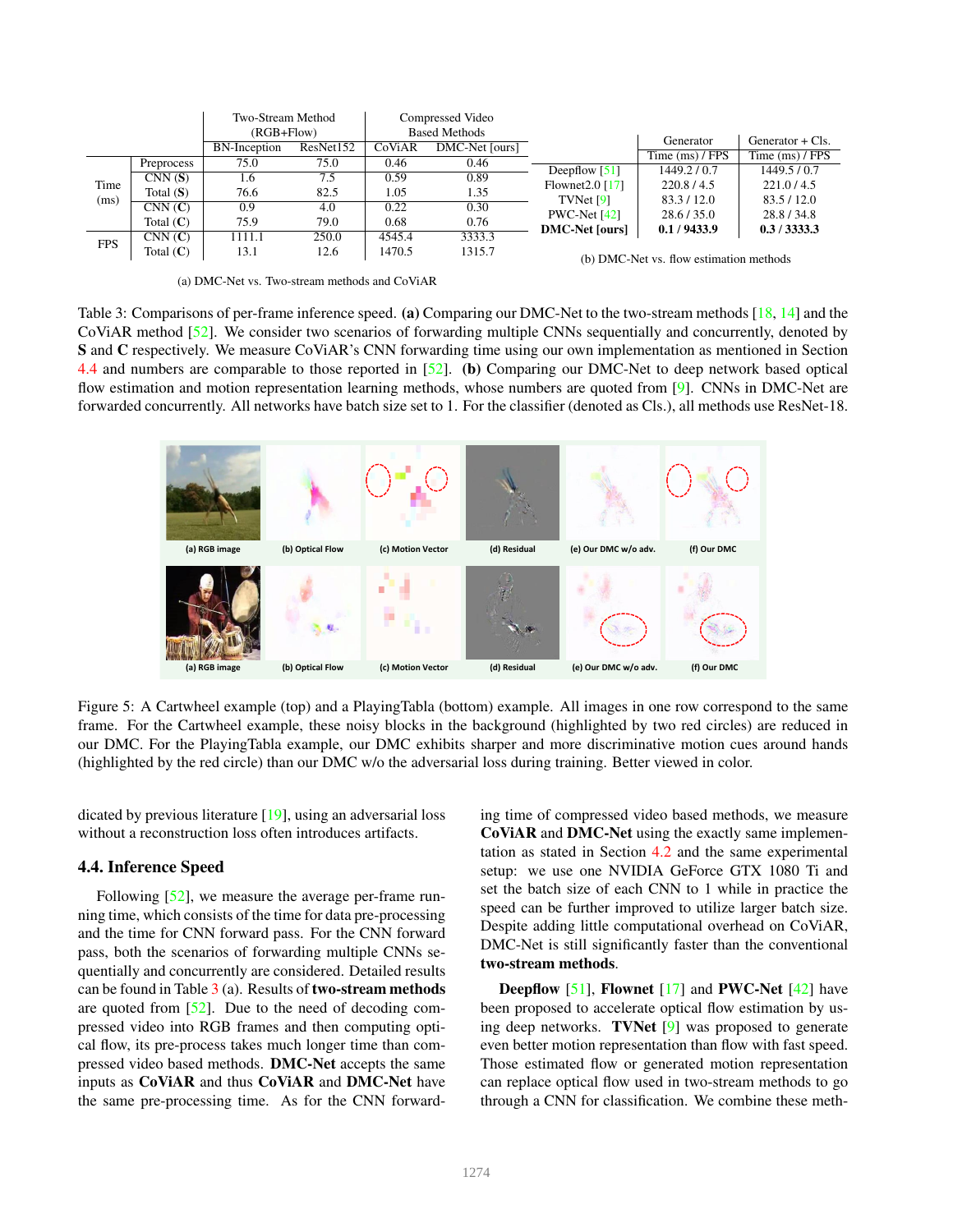| | | Two-Stream Method (RGB+Flow) | | Compressed Video Based Methods | |
|---|---|---|---|---|---|
| | | BN-Inception | ResNet152 | CoViAR | DMC-Net [ours] |
| Time (ms) | Preprocess | 75.0 | 75.0 | 0.46 | 0.46 |
| | CNN (**S**) | 1.6 | 7.5 | 0.59 | 0.89 |
| | Total (**S**) | 76.6 | 82.5 | 1.05 | 1.35 |
| | CNN (**C**) | 0.9 | 4.0 | 0.22 | 0.30 |
| | Total (**C**) | 75.9 | 79.0 | 0.68 | 0.76 |
| FPS | CNN (**C**) | 1111.1 | 250.0 | 4545.4 | 3333.3 |
| | Total (**C**) | 13.1 | 12.6 | 1470.5 | 1315.7 |

(a) DMC-Net vs. Two-stream methods and CoViAR

| | Generator | Generator + Cls. |
|---|---|---|
| | Time (ms) / FPS | Time (ms) / FPS |
| Deepflow [51] | 1449.2 / 0.7 | 1449.5 / 0.7 |
| Flownet2.0 [17] | 220.8 / 4.5 | 221.0 / 4.5 |
| TVNet [9] | 83.3 / 12.0 | 83.5 / 12.0 |
| PWC-Net [42] | 28.6 / 35.0 | 28.8 / 34.8 |
| **DMC-Net [ours]** | **0.1 / 9433.9** | **0.3 / 3333.3** |

(b) DMC-Net vs. flow estimation methods

Table 3: Comparisons of per-frame inference speed. **(a)** Comparing our DMC-Net to the two-stream methods [18, 14] and the CoViAR method [52]. We consider two scenarios of forwarding multiple CNNs sequentially and concurrently, denoted by **S** and **C** respectively. We measure CoViAR's CNN forwarding time using our own implementation as mentioned in Section 4.4 and numbers are comparable to those reported in [52]. **(b)** Comparing our DMC-Net to deep network based optical flow estimation and motion representation learning methods, whose numbers are quoted from [9]. CNNs in DMC-Net are forwarded concurrently. All networks have batch size set to 1. For the classifier (denoted as Cls.), all methods use ResNet-18.

Figure 5: A Cartwheel example (top) and a PlayingTabla (bottom) example. All images in one row correspond to the same frame. For the Cartwheel example, these noisy blocks in the background (highlighted by two red circles) are reduced in our DMC. For the PlayingTabla example, our DMC exhibits sharper and more discriminative motion cues around hands (highlighted by the red circle) than our DMC w/o the adversarial loss during training. Better viewed in color.

dicated by previous literature [19], using an adversarial loss without a reconstruction loss often introduces artifacts.

### 4.4. Inference Speed

Following [52], we measure the average per-frame running time, which consists of the time for data pre-processing and the time for CNN forward pass. For the CNN forward pass, both the scenarios of forwarding multiple CNNs sequentially and concurrently are considered. Detailed results can be found in Table 3 (a). Results of **two-stream methods** are quoted from [52]. Due to the need of decoding compressed video into RGB frames and then computing optical flow, its pre-process takes much longer time than compressed video based methods. **DMC-Net** accepts the same inputs as **CoViAR** and thus **CoViAR** and **DMC-Net** have the same pre-processing time. As for the CNN forwarding time of compressed video based methods, we measure **CoViAR** and **DMC-Net** using the exactly same implementation as stated in Section 4.2 and the same experimental setup: we use one NVIDIA GeForce GTX 1080 Ti and set the batch size of each CNN to 1 while in practice the speed can be further improved to utilize larger batch size. Despite adding little computational overhead on CoViAR, DMC-Net is still significantly faster than the conventional **two-stream methods**.

**Deepflow** [51], **Flownet** [17] and **PWC-Net** [42] have been proposed to accelerate optical flow estimation by using deep networks. **TVNet** [9] was proposed to generate even better motion representation than flow with fast speed. Those estimated flow or generated motion representation can replace optical flow used in two-stream methods to go through a CNN for classification. We combine these meth-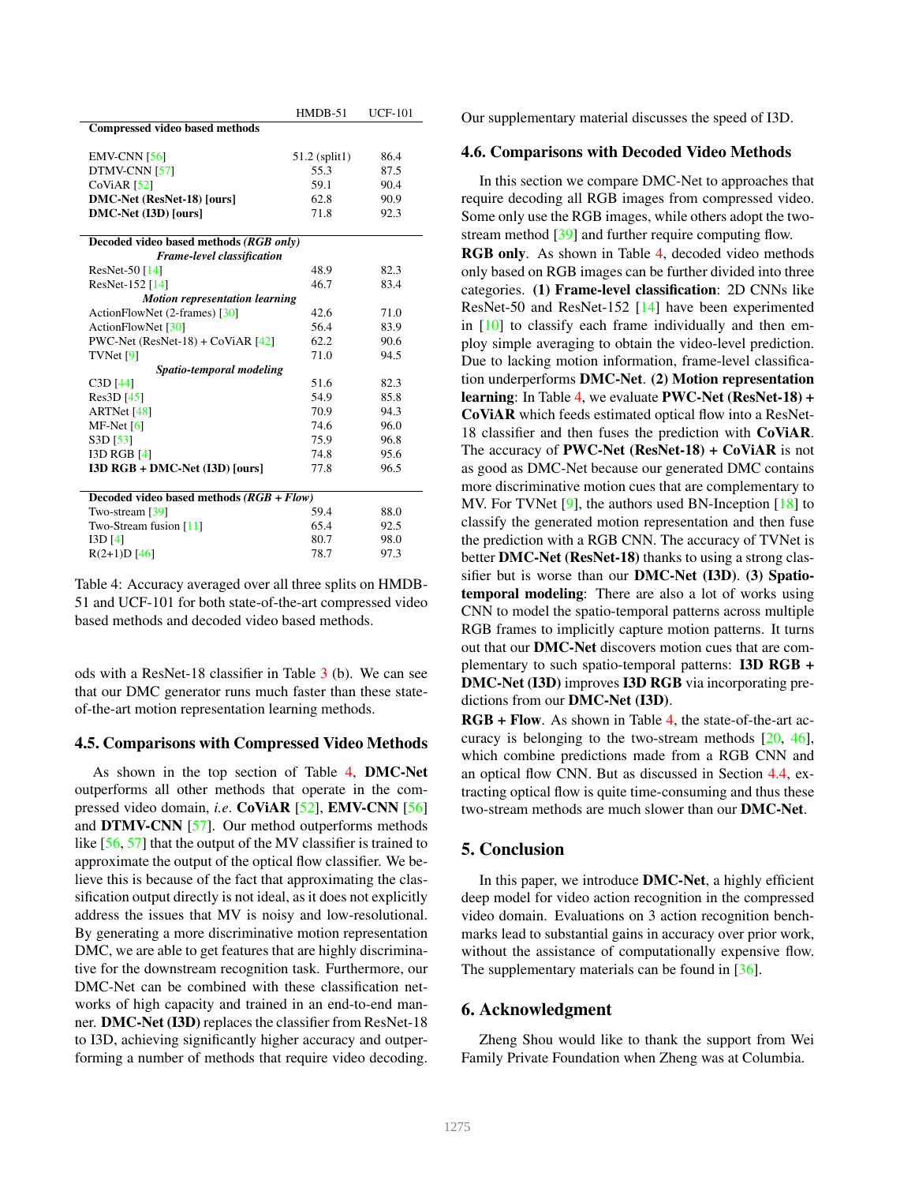| | HMDB-51 | UCF-101 |
|---|---|---|
| **Compressed video based methods** | | |
| EMV-CNN [56] | 51.2 (split1) | 86.4 |
| DTMV-CNN [57] | 55.3 | 87.5 |
| CoViAR [52] | 59.1 | 90.4 |
| **DMC-Net (ResNet-18) [ours]** | 62.8 | 90.9 |
| **DMC-Net (I3D) [ours]** | 71.8 | 92.3 |
| **Decoded video based methods *(RGB only)*** | | |
| ***Frame-level classification*** | | |
| ResNet-50 [14] | 48.9 | 82.3 |
| ResNet-152 [14] | 46.7 | 83.4 |
| ***Motion representation learning*** | | |
| ActionFlowNet (2-frames) [30] | 42.6 | 71.0 |
| ActionFlowNet [30] | 56.4 | 83.9 |
| PWC-Net (ResNet-18) + CoViAR [42] | 62.2 | 90.6 |
| TVNet [9] | 71.0 | 94.5 |
| ***Spatio-temporal modeling*** | | |
| C3D [44] | 51.6 | 82.3 |
| Res3D [45] | 54.9 | 85.8 |
| ARTNet [48] | 70.9 | 94.3 |
| MF-Net [6] | 74.6 | 96.0 |
| S3D [53] | 75.9 | 96.8 |
| I3D RGB [4] | 74.8 | 95.6 |
| **I3D RGB + DMC-Net (I3D) [ours]** | 77.8 | 96.5 |
| **Decoded video based methods *(RGB + Flow)*** | | |
| Two-stream [39] | 59.4 | 88.0 |
| Two-Stream fusion [11] | 65.4 | 92.5 |
| I3D [4] | 80.7 | 98.0 |
| R(2+1)D [46] | 78.7 | 97.3 |

Table 4: Accuracy averaged over all three splits on HMDB-51 and UCF-101 for both state-of-the-art compressed video based methods and decoded video based methods.

ods with a ResNet-18 classifier in Table 3 (b). We can see that our DMC generator runs much faster than these state-of-the-art motion representation learning methods.

### 4.5. Comparisons with Compressed Video Methods

As shown in the top section of Table 4, **DMC-Net** outperforms all other methods that operate in the compressed video domain, *i.e*. **CoViAR** [52], **EMV-CNN** [56] and **DTMV-CNN** [57]. Our method outperforms methods like [56, 57] that the output of the MV classifier is trained to approximate the output of the optical flow classifier. We believe this is because of the fact that approximating the classification output directly is not ideal, as it does not explicitly address the issues that MV is noisy and low-resolutional. By generating a more discriminative motion representation DMC, we are able to get features that are highly discriminative for the downstream recognition task. Furthermore, our DMC-Net can be combined with these classification networks of high capacity and trained in an end-to-end manner. **DMC-Net (I3D)** replaces the classifier from ResNet-18 to I3D, achieving significantly higher accuracy and outperforming a number of methods that require video decoding. Our supplementary material discusses the speed of I3D.

### 4.6. Comparisons with Decoded Video Methods

In this section we compare DMC-Net to approaches that require decoding all RGB images from compressed video. Some only use the RGB images, while others adopt the two-stream method [39] and further require computing flow.

**RGB only**. As shown in Table 4, decoded video methods only based on RGB images can be further divided into three categories. **(1) Frame-level classification**: 2D CNNs like ResNet-50 and ResNet-152 [14] have been experimented in [10] to classify each frame individually and then employ simple averaging to obtain the video-level prediction. Due to lacking motion information, frame-level classification underperforms **DMC-Net**. **(2) Motion representation learning**: In Table 4, we evaluate **PWC-Net (ResNet-18) + CoViAR** which feeds estimated optical flow into a ResNet-18 classifier and then fuses the prediction with **CoViAR**. The accuracy of **PWC-Net (ResNet-18) + CoViAR** is not as good as DMC-Net because our generated DMC contains more discriminative motion cues that are complementary to MV. For TVNet [9], the authors used BN-Inception [18] to classify the generated motion representation and then fuse the prediction with a RGB CNN. The accuracy of TVNet is better **DMC-Net (ResNet-18)** thanks to using a strong classifier but is worse than our **DMC-Net (I3D)**. **(3) Spatio-temporal modeling**: There are also a lot of works using CNN to model the spatio-temporal patterns across multiple RGB frames to implicitly capture motion patterns. It turns out that our **DMC-Net** discovers motion cues that are complementary to such spatio-temporal patterns: **I3D RGB + DMC-Net (I3D)** improves **I3D RGB** via incorporating predictions from our **DMC-Net (I3D)**.

**RGB + Flow**. As shown in Table 4, the state-of-the-art accuracy is belonging to the two-stream methods [20, 46], which combine predictions made from a RGB CNN and an optical flow CNN. But as discussed in Section 4.4, extracting optical flow is quite time-consuming and thus these two-stream methods are much slower than our **DMC-Net**.

## 5. Conclusion

In this paper, we introduce **DMC-Net**, a highly efficient deep model for video action recognition in the compressed video domain. Evaluations on 3 action recognition benchmarks lead to substantial gains in accuracy over prior work, without the assistance of computationally expensive flow. The supplementary materials can be found in [36].

## 6. Acknowledgment

Zheng Shou would like to thank the support from Wei Family Private Foundation when Zheng was at Columbia.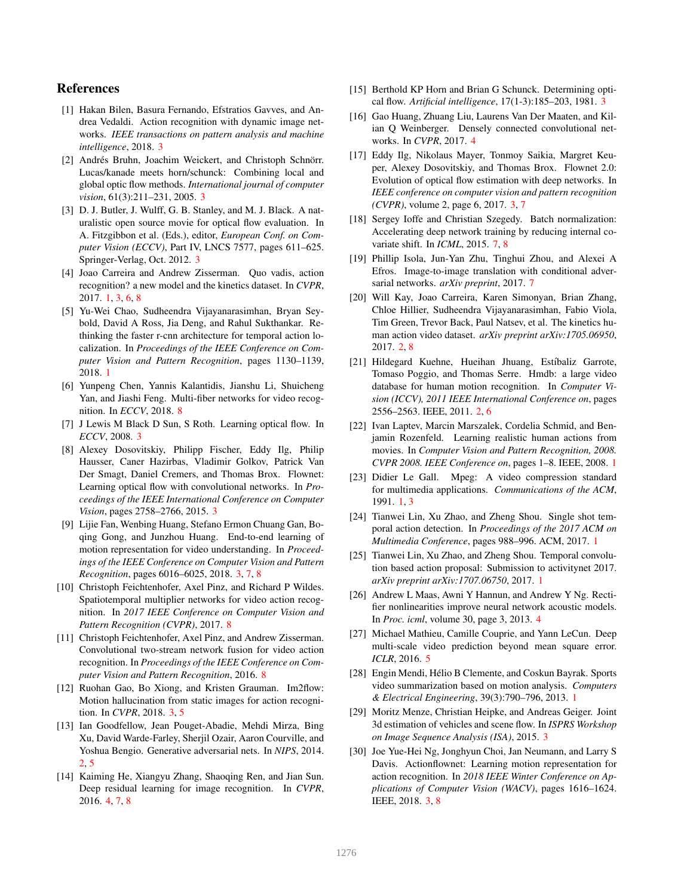# References

[1] Hakan Bilen, Basura Fernando, Efstratios Gavves, and Andrea Vedaldi. Action recognition with dynamic image networks. *IEEE transactions on pattern analysis and machine intelligence*, 2018. 3

[2] Andrés Bruhn, Joachim Weickert, and Christoph Schnörr. Lucas/kanade meets horn/schunck: Combining local and global optic flow methods. *International journal of computer vision*, 61(3):211–231, 2005. 3

[3] D. J. Butler, J. Wulff, G. B. Stanley, and M. J. Black. A naturalistic open source movie for optical flow evaluation. In A. Fitzgibbon et al. (Eds.), editor, *European Conf. on Computer Vision (ECCV)*, Part IV, LNCS 7577, pages 611–625. Springer-Verlag, Oct. 2012. 3

[4] Joao Carreira and Andrew Zisserman. Quo vadis, action recognition? a new model and the kinetics dataset. In *CVPR*, 2017. 1, 3, 6, 8

[5] Yu-Wei Chao, Sudheendra Vijayanarasimhan, Bryan Seybold, David A Ross, Jia Deng, and Rahul Sukthankar. Rethinking the faster r-cnn architecture for temporal action localization. In *Proceedings of the IEEE Conference on Computer Vision and Pattern Recognition*, pages 1130–1139, 2018. 1

[6] Yunpeng Chen, Yannis Kalantidis, Jianshu Li, Shuicheng Yan, and Jiashi Feng. Multi-fiber networks for video recognition. In *ECCV*, 2018. 8

[7] J Lewis M Black D Sun, S Roth. Learning optical flow. In *ECCV*, 2008. 3

[8] Alexey Dosovitskiy, Philipp Fischer, Eddy Ilg, Philip Hausser, Caner Hazirbas, Vladimir Golkov, Patrick Van Der Smagt, Daniel Cremers, and Thomas Brox. Flownet: Learning optical flow with convolutional networks. In *Proceedings of the IEEE International Conference on Computer Vision*, pages 2758–2766, 2015. 3

[9] Lijie Fan, Wenbing Huang, Stefano Ermon Chuang Gan, Boqing Gong, and Junzhou Huang. End-to-end learning of motion representation for video understanding. In *Proceedings of the IEEE Conference on Computer Vision and Pattern Recognition*, pages 6016–6025, 2018. 3, 7, 8

[10] Christoph Feichtenhofer, Axel Pinz, and Richard P Wildes. Spatiotemporal multiplier networks for video action recognition. In *2017 IEEE Conference on Computer Vision and Pattern Recognition (CVPR)*, 2017. 8

[11] Christoph Feichtenhofer, Axel Pinz, and Andrew Zisserman. Convolutional two-stream network fusion for video action recognition. In *Proceedings of the IEEE Conference on Computer Vision and Pattern Recognition*, 2016. 8

[12] Ruohan Gao, Bo Xiong, and Kristen Grauman. Im2flow: Motion hallucination from static images for action recognition. In *CVPR*, 2018. 3, 5

[13] Ian Goodfellow, Jean Pouget-Abadie, Mehdi Mirza, Bing Xu, David Warde-Farley, Sherjil Ozair, Aaron Courville, and Yoshua Bengio. Generative adversarial nets. In *NIPS*, 2014. 2, 5

[14] Kaiming He, Xiangyu Zhang, Shaoqing Ren, and Jian Sun. Deep residual learning for image recognition. In *CVPR*, 2016. 4, 7, 8

[15] Berthold KP Horn and Brian G Schunck. Determining optical flow. *Artificial intelligence*, 17(1-3):185–203, 1981. 3

[16] Gao Huang, Zhuang Liu, Laurens Van Der Maaten, and Kilian Q Weinberger. Densely connected convolutional networks. In *CVPR*, 2017. 4

[17] Eddy Ilg, Nikolaus Mayer, Tonmoy Saikia, Margret Keuper, Alexey Dosovitskiy, and Thomas Brox. Flownet 2.0: Evolution of optical flow estimation with deep networks. In *IEEE conference on computer vision and pattern recognition (CVPR)*, volume 2, page 6, 2017. 3, 7

[18] Sergey Ioffe and Christian Szegedy. Batch normalization: Accelerating deep network training by reducing internal covariate shift. In *ICML*, 2015. 7, 8

[19] Phillip Isola, Jun-Yan Zhu, Tinghui Zhou, and Alexei A Efros. Image-to-image translation with conditional adversarial networks. *arXiv preprint*, 2017. 7

[20] Will Kay, Joao Carreira, Karen Simonyan, Brian Zhang, Chloe Hillier, Sudheendra Vijayanarasimhan, Fabio Viola, Tim Green, Trevor Back, Paul Natsev, et al. The kinetics human action video dataset. *arXiv preprint arXiv:1705.06950*, 2017. 2, 8

[21] Hildegard Kuehne, Hueihan Jhuang, Estíbaliz Garrote, Tomaso Poggio, and Thomas Serre. Hmdb: a large video database for human motion recognition. In *Computer Vision (ICCV), 2011 IEEE International Conference on*, pages 2556–2563. IEEE, 2011. 2, 6

[22] Ivan Laptev, Marcin Marszalek, Cordelia Schmid, and Benjamin Rozenfeld. Learning realistic human actions from movies. In *Computer Vision and Pattern Recognition, 2008. CVPR 2008. IEEE Conference on*, pages 1–8. IEEE, 2008. 1

[23] Didier Le Gall. Mpeg: A video compression standard for multimedia applications. *Communications of the ACM*, 1991. 1, 3

[24] Tianwei Lin, Xu Zhao, and Zheng Shou. Single shot temporal action detection. In *Proceedings of the 2017 ACM on Multimedia Conference*, pages 988–996. ACM, 2017. 1

[25] Tianwei Lin, Xu Zhao, and Zheng Shou. Temporal convolution based action proposal: Submission to activitynet 2017. *arXiv preprint arXiv:1707.06750*, 2017. 1

[26] Andrew L Maas, Awni Y Hannun, and Andrew Y Ng. Rectifier nonlinearities improve neural network acoustic models. In *Proc. icml*, volume 30, page 3, 2013. 4

[27] Michael Mathieu, Camille Couprie, and Yann LeCun. Deep multi-scale video prediction beyond mean square error. *ICLR*, 2016. 5

[28] Engin Mendi, Hélio B Clemente, and Coskun Bayrak. Sports video summarization based on motion analysis. *Computers & Electrical Engineering*, 39(3):790–796, 2013. 1

[29] Moritz Menze, Christian Heipke, and Andreas Geiger. Joint 3d estimation of vehicles and scene flow. In *ISPRS Workshop on Image Sequence Analysis (ISA)*, 2015. 3

[30] Joe Yue-Hei Ng, Jonghyun Choi, Jan Neumann, and Larry S Davis. Actionflownet: Learning motion representation for action recognition. In *2018 IEEE Winter Conference on Applications of Computer Vision (WACV)*, pages 1616–1624. IEEE, 2018. 3, 8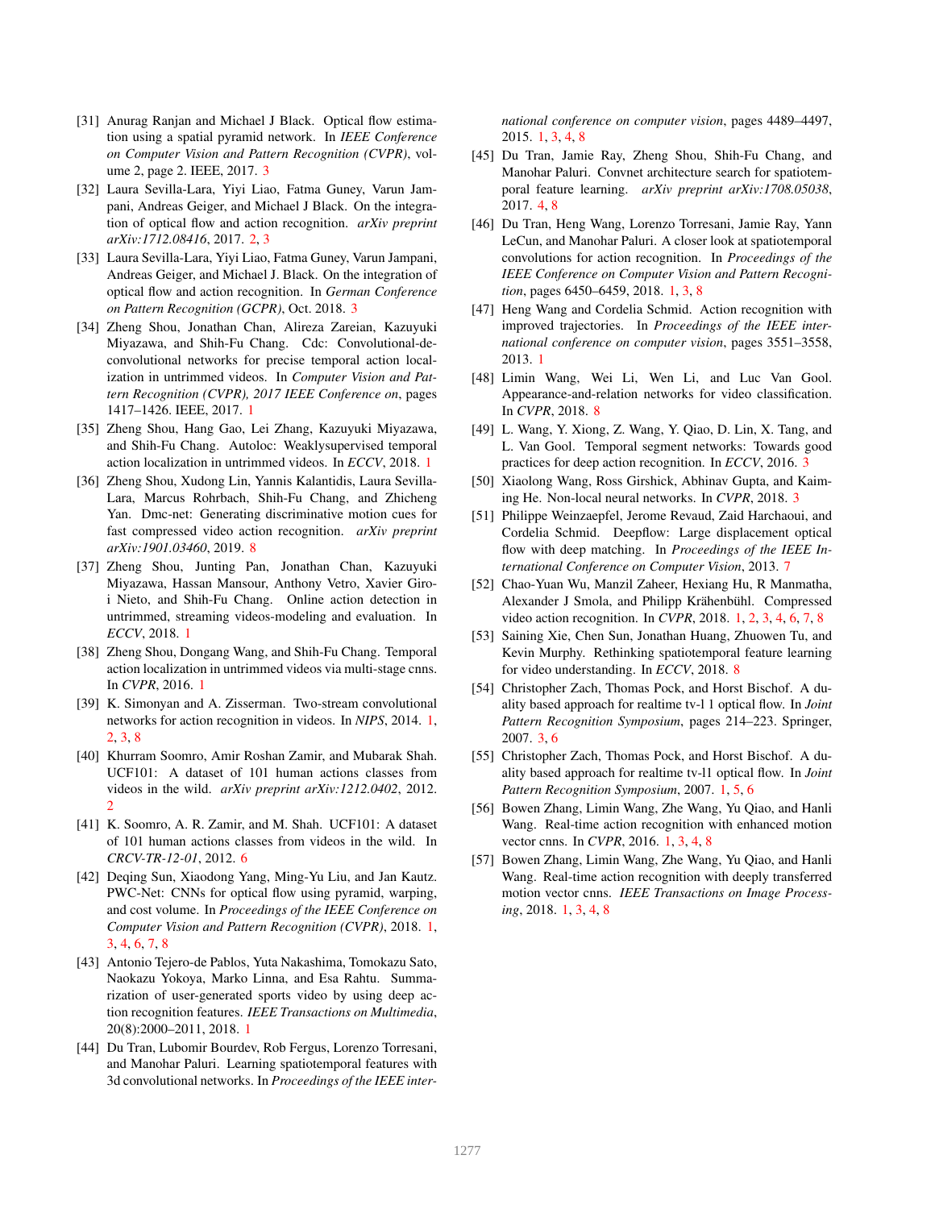[31] Anurag Ranjan and Michael J Black. Optical flow estimation using a spatial pyramid network. In *IEEE Conference on Computer Vision and Pattern Recognition (CVPR)*, volume 2, page 2. IEEE, 2017. 3

[32] Laura Sevilla-Lara, Yiyi Liao, Fatma Guney, Varun Jampani, Andreas Geiger, and Michael J Black. On the integration of optical flow and action recognition. *arXiv preprint arXiv:1712.08416*, 2017. 2, 3

[33] Laura Sevilla-Lara, Yiyi Liao, Fatma Guney, Varun Jampani, Andreas Geiger, and Michael J. Black. On the integration of optical flow and action recognition. In *German Conference on Pattern Recognition (GCPR)*, Oct. 2018. 3

[34] Zheng Shou, Jonathan Chan, Alireza Zareian, Kazuyuki Miyazawa, and Shih-Fu Chang. Cdc: Convolutional-de-convolutional networks for precise temporal action localization in untrimmed videos. In *Computer Vision and Pattern Recognition (CVPR), 2017 IEEE Conference on*, pages 1417–1426. IEEE, 2017. 1

[35] Zheng Shou, Hang Gao, Lei Zhang, Kazuyuki Miyazawa, and Shih-Fu Chang. Autoloc: Weaklysupervised temporal action localization in untrimmed videos. In *ECCV*, 2018. 1

[36] Zheng Shou, Xudong Lin, Yannis Kalantidis, Laura Sevilla-Lara, Marcus Rohrbach, Shih-Fu Chang, and Zhicheng Yan. Dmc-net: Generating discriminative motion cues for fast compressed video action recognition. *arXiv preprint arXiv:1901.03460*, 2019. 8

[37] Zheng Shou, Junting Pan, Jonathan Chan, Kazuyuki Miyazawa, Hassan Mansour, Anthony Vetro, Xavier Giro-i Nieto, and Shih-Fu Chang. Online action detection in untrimmed, streaming videos-modeling and evaluation. In *ECCV*, 2018. 1

[38] Zheng Shou, Dongang Wang, and Shih-Fu Chang. Temporal action localization in untrimmed videos via multi-stage cnns. In *CVPR*, 2016. 1

[39] K. Simonyan and A. Zisserman. Two-stream convolutional networks for action recognition in videos. In *NIPS*, 2014. 1, 2, 3, 8

[40] Khurram Soomro, Amir Roshan Zamir, and Mubarak Shah. UCF101: A dataset of 101 human actions classes from videos in the wild. *arXiv preprint arXiv:1212.0402*, 2012. 2

[41] K. Soomro, A. R. Zamir, and M. Shah. UCF101: A dataset of 101 human actions classes from videos in the wild. In *CRCV-TR-12-01*, 2012. 6

[42] Deqing Sun, Xiaodong Yang, Ming-Yu Liu, and Jan Kautz. PWC-Net: CNNs for optical flow using pyramid, warping, and cost volume. In *Proceedings of the IEEE Conference on Computer Vision and Pattern Recognition (CVPR)*, 2018. 1, 3, 4, 6, 7, 8

[43] Antonio Tejero-de Pablos, Yuta Nakashima, Tomokazu Sato, Naokazu Yokoya, Marko Linna, and Esa Rahtu. Summarization of user-generated sports video by using deep action recognition features. *IEEE Transactions on Multimedia*, 20(8):2000–2011, 2018. 1

[44] Du Tran, Lubomir Bourdev, Rob Fergus, Lorenzo Torresani, and Manohar Paluri. Learning spatiotemporal features with 3d convolutional networks. In *Proceedings of the IEEE international conference on computer vision*, pages 4489–4497, 2015. 1, 3, 4, 8

[45] Du Tran, Jamie Ray, Zheng Shou, Shih-Fu Chang, and Manohar Paluri. Convnet architecture search for spatiotemporal feature learning. *arXiv preprint arXiv:1708.05038*, 2017. 4, 8

[46] Du Tran, Heng Wang, Lorenzo Torresani, Jamie Ray, Yann LeCun, and Manohar Paluri. A closer look at spatiotemporal convolutions for action recognition. In *Proceedings of the IEEE Conference on Computer Vision and Pattern Recognition*, pages 6450–6459, 2018. 1, 3, 8

[47] Heng Wang and Cordelia Schmid. Action recognition with improved trajectories. In *Proceedings of the IEEE international conference on computer vision*, pages 3551–3558, 2013. 1

[48] Limin Wang, Wei Li, Wen Li, and Luc Van Gool. Appearance-and-relation networks for video classification. In *CVPR*, 2018. 8

[49] L. Wang, Y. Xiong, Z. Wang, Y. Qiao, D. Lin, X. Tang, and L. Van Gool. Temporal segment networks: Towards good practices for deep action recognition. In *ECCV*, 2016. 3

[50] Xiaolong Wang, Ross Girshick, Abhinav Gupta, and Kaiming He. Non-local neural networks. In *CVPR*, 2018. 3

[51] Philippe Weinzaepfel, Jerome Revaud, Zaid Harchaoui, and Cordelia Schmid. Deepflow: Large displacement optical flow with deep matching. In *Proceedings of the IEEE International Conference on Computer Vision*, 2013. 7

[52] Chao-Yuan Wu, Manzil Zaheer, Hexiang Hu, R Manmatha, Alexander J Smola, and Philipp Krähenbühl. Compressed video action recognition. In *CVPR*, 2018. 1, 2, 3, 4, 6, 7, 8

[53] Saining Xie, Chen Sun, Jonathan Huang, Zhuowen Tu, and Kevin Murphy. Rethinking spatiotemporal feature learning for video understanding. In *ECCV*, 2018. 8

[54] Christopher Zach, Thomas Pock, and Horst Bischof. A duality based approach for realtime tv-l 1 optical flow. In *Joint Pattern Recognition Symposium*, pages 214–223. Springer, 2007. 3, 6

[55] Christopher Zach, Thomas Pock, and Horst Bischof. A duality based approach for realtime tv-l1 optical flow. In *Joint Pattern Recognition Symposium*, 2007. 1, 5, 6

[56] Bowen Zhang, Limin Wang, Zhe Wang, Yu Qiao, and Hanli Wang. Real-time action recognition with enhanced motion vector cnns. In *CVPR*, 2016. 1, 3, 4, 8

[57] Bowen Zhang, Limin Wang, Zhe Wang, Yu Qiao, and Hanli Wang. Real-time action recognition with deeply transferred motion vector cnns. *IEEE Transactions on Image Processing*, 2018. 1, 3, 4, 8